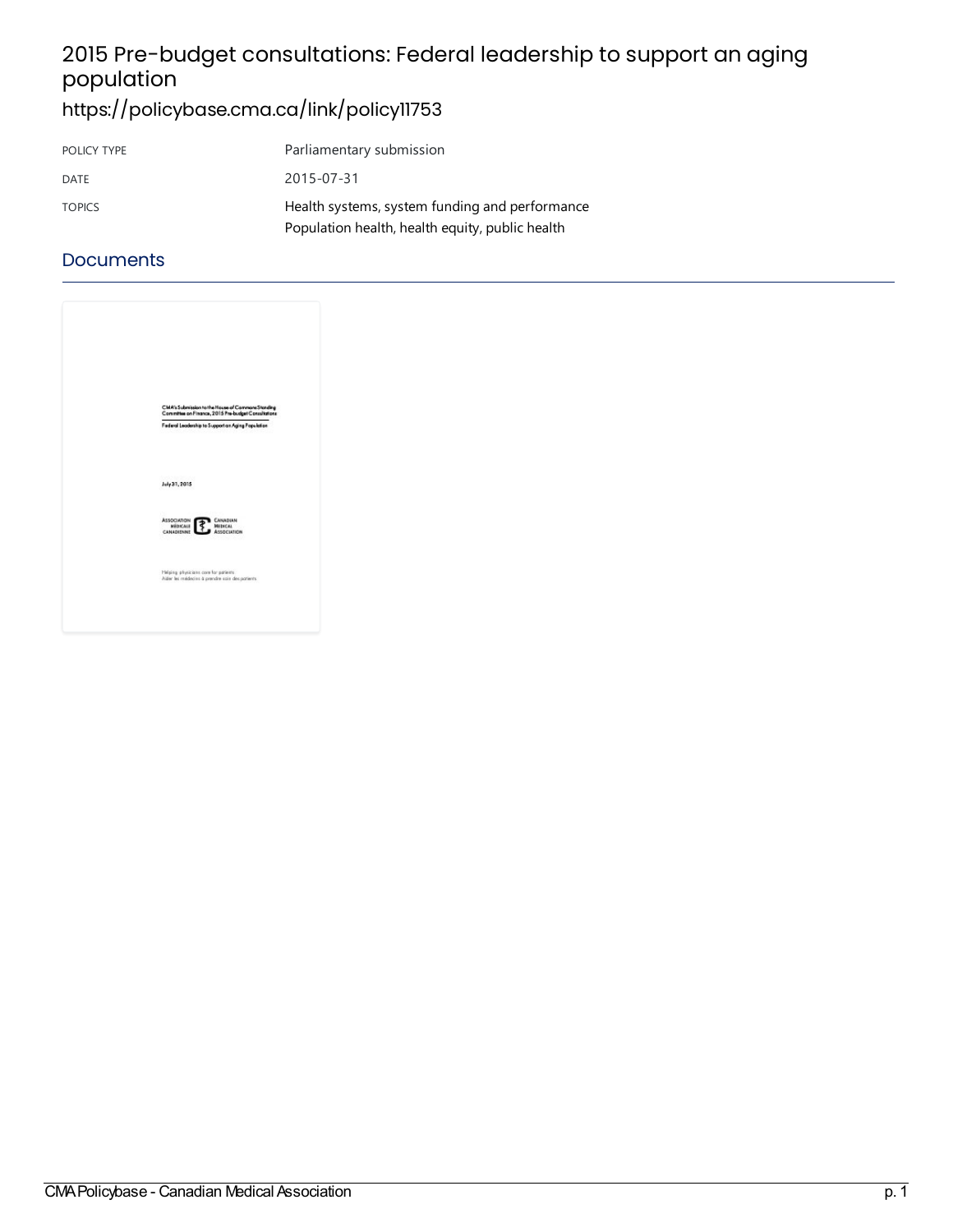# 2015 Pre-budget consultations: Federal leadership to support an aging population

https://policybase.cma.ca/link/policy11753

| POLICY TYPE | Parliamentary submission |
|---|---|
| DATE | 2015-07-31 |
| TOPICS | Health systems, system funding and performance<br>Population health, health equity, public health |

## Documents

CMA's Submission to the House of Commons Standing Committee on Finance, 2015 Pre-budget Consultations

Federal Leadership to Support an Aging Population

July 31, 2015

Association Médicale Canadienne | Canadian Medical Association

Helping physicians care for patients
Aider les médecins à prendre soin des patients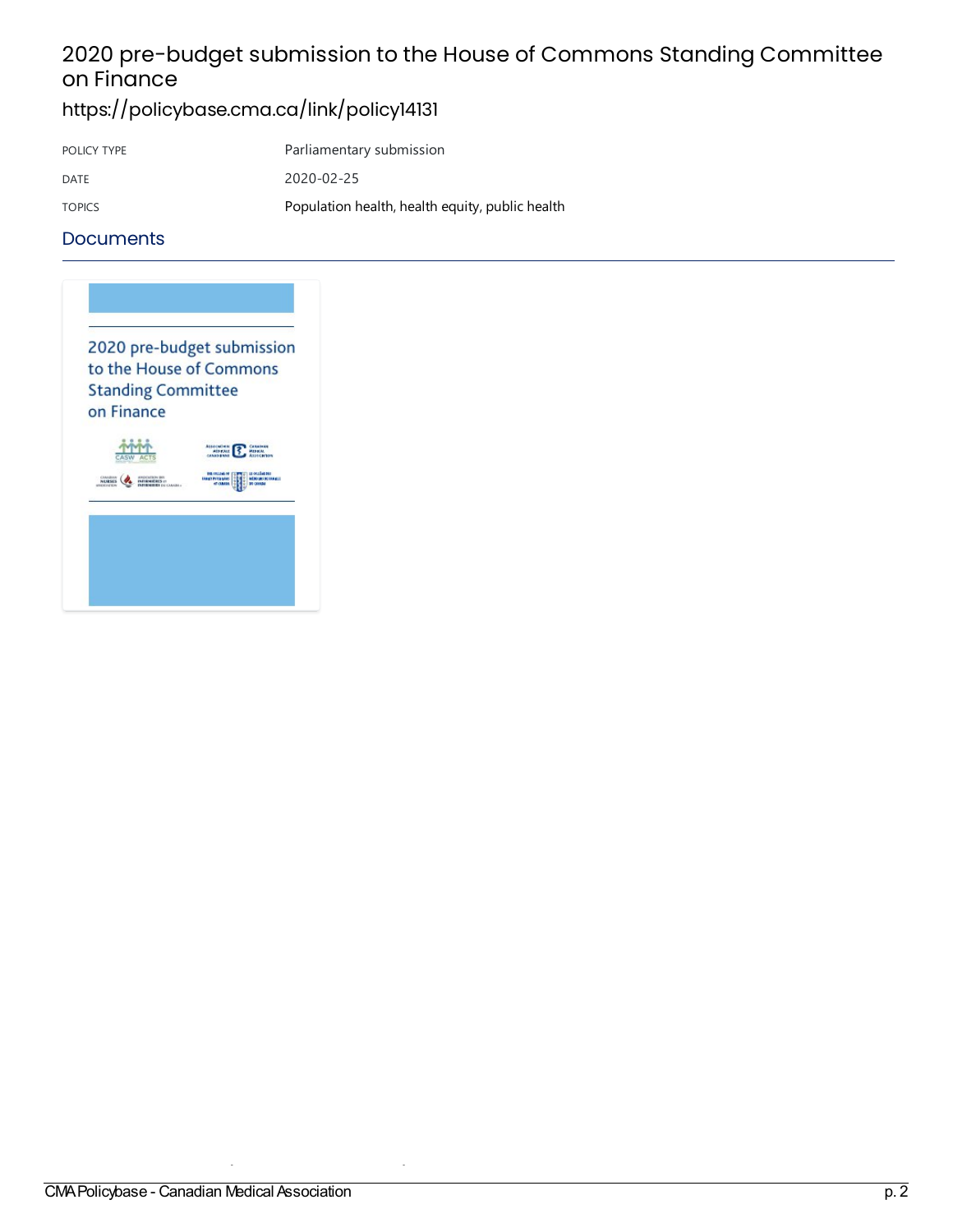# 2020 pre-budget submission to the House of Commons Standing Committee on Finance

https://policybase.cma.ca/link/policy14131

| | |
|---|---|
| POLICY TYPE | Parliamentary submission |
| DATE | 2020-02-25 |
| TOPICS | Population health, health equity, public health |

## Documents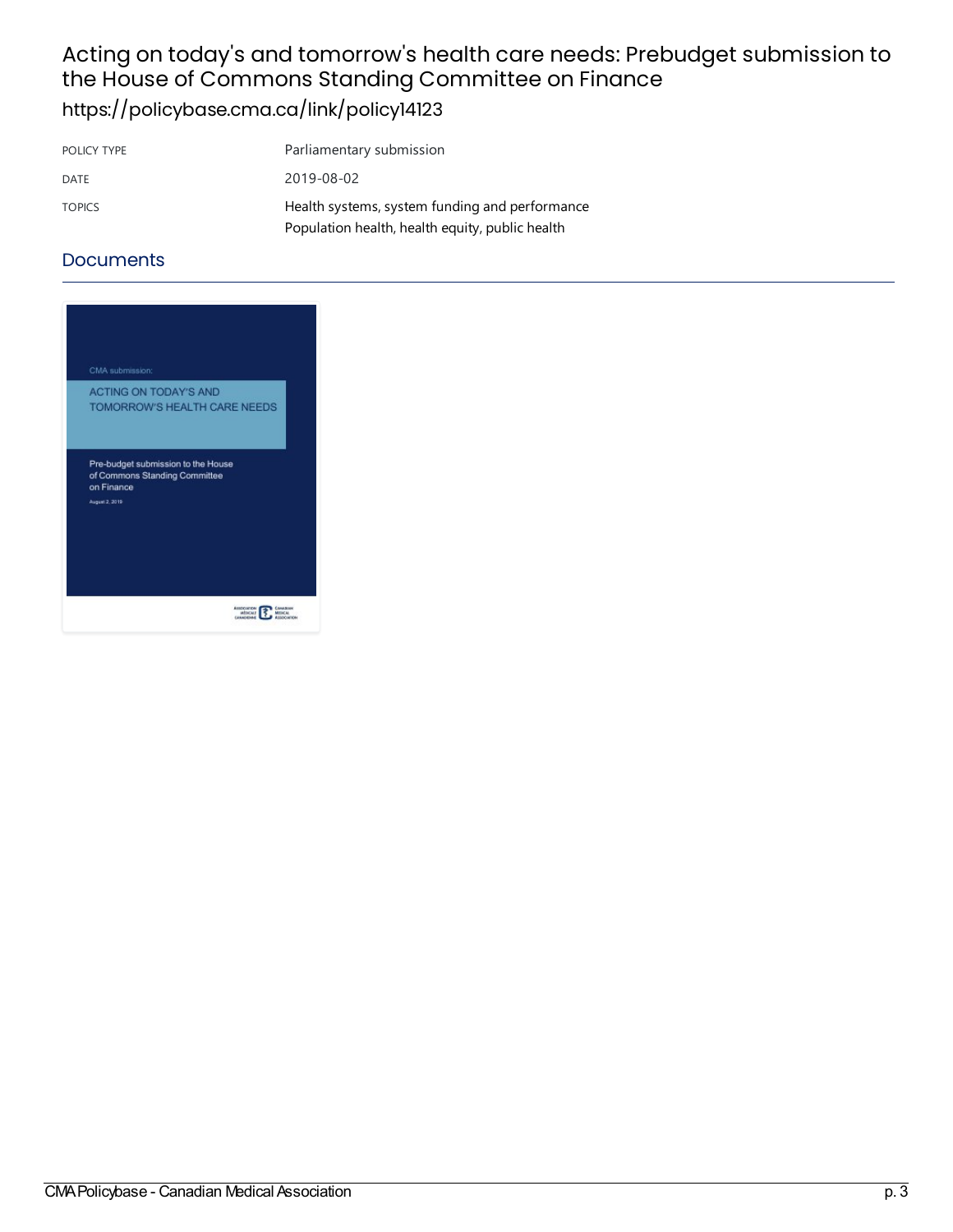# Acting on today's and tomorrow's health care needs: Prebudget submission to the House of Commons Standing Committee on Finance

https://policybase.cma.ca/link/policy14123

| POLICY TYPE | Parliamentary submission |
| --- | --- |
| DATE | 2019-08-02 |
| TOPICS | Health systems, system funding and performance<br>Population health, health equity, public health |

## Documents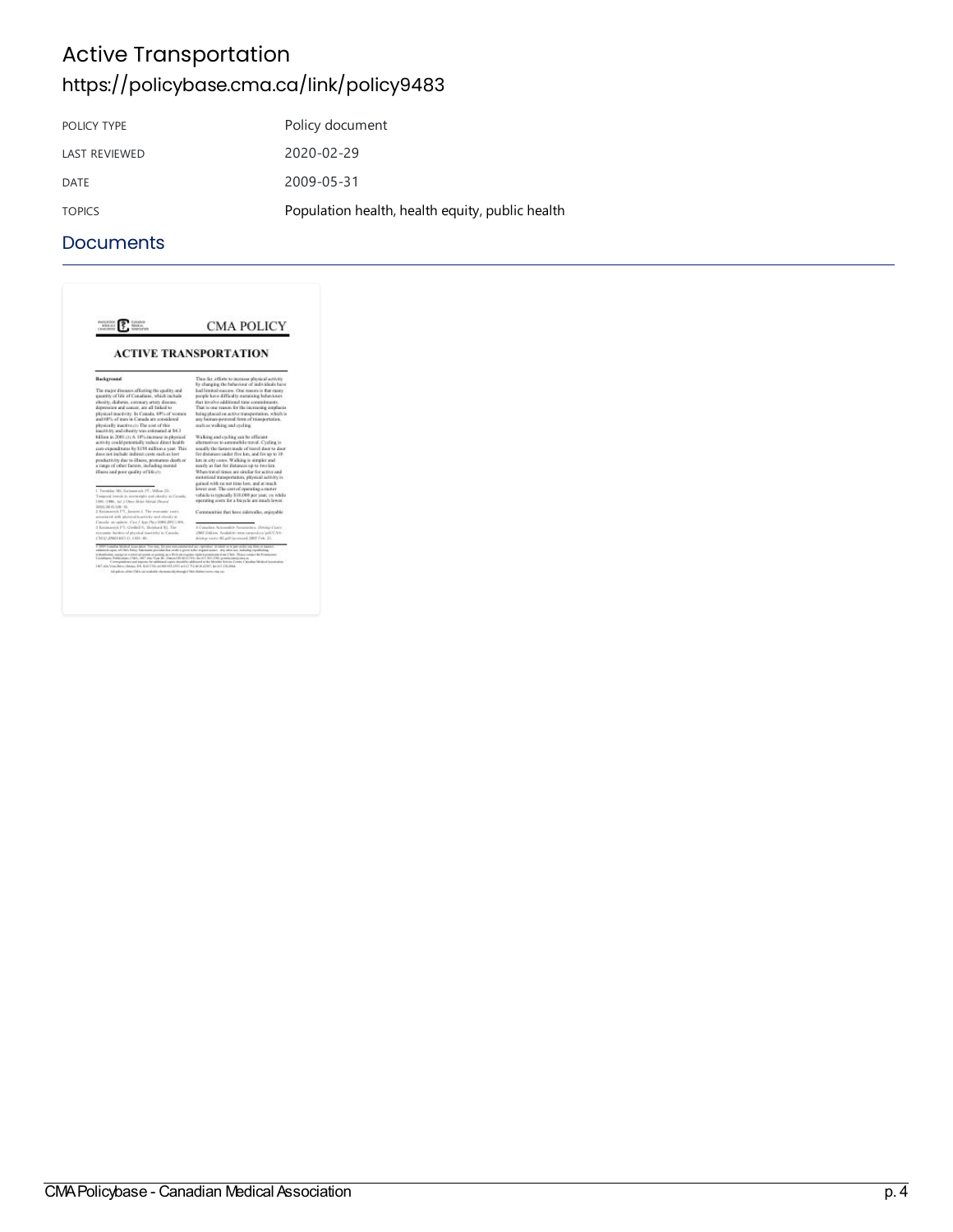# Active Transportation

https://policybase.cma.ca/link/policy9483

| POLICY TYPE | Policy document |
| --- | --- |
| LAST REVIEWED | 2020-02-29 |
| DATE | 2009-05-31 |
| TOPICS | Population health, health equity, public health |

## Documents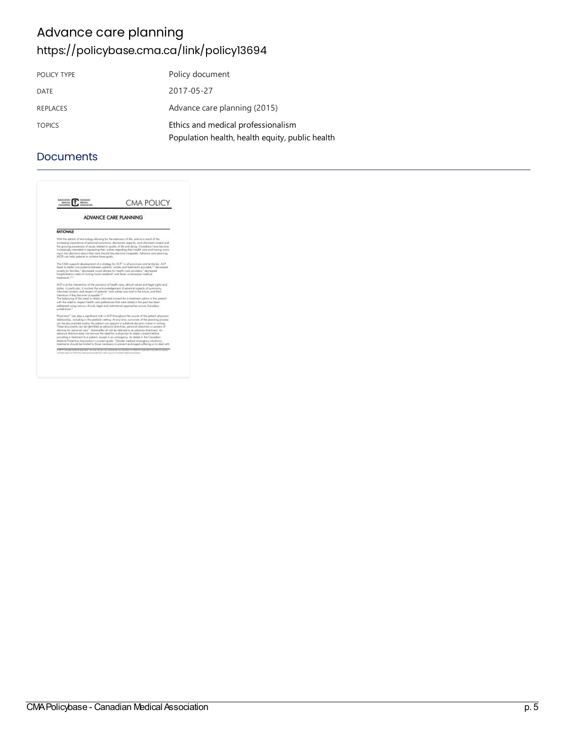# Advance care planning

https://policybase.cma.ca/link/policy13694

| POLICY TYPE | Policy document |
| --- | --- |
| DATE | 2017-05-27 |
| REPLACES | Advance care planning (2015) |
| TOPICS | Ethics and medical professionalism<br>Population health, health equity, public health |

## Documents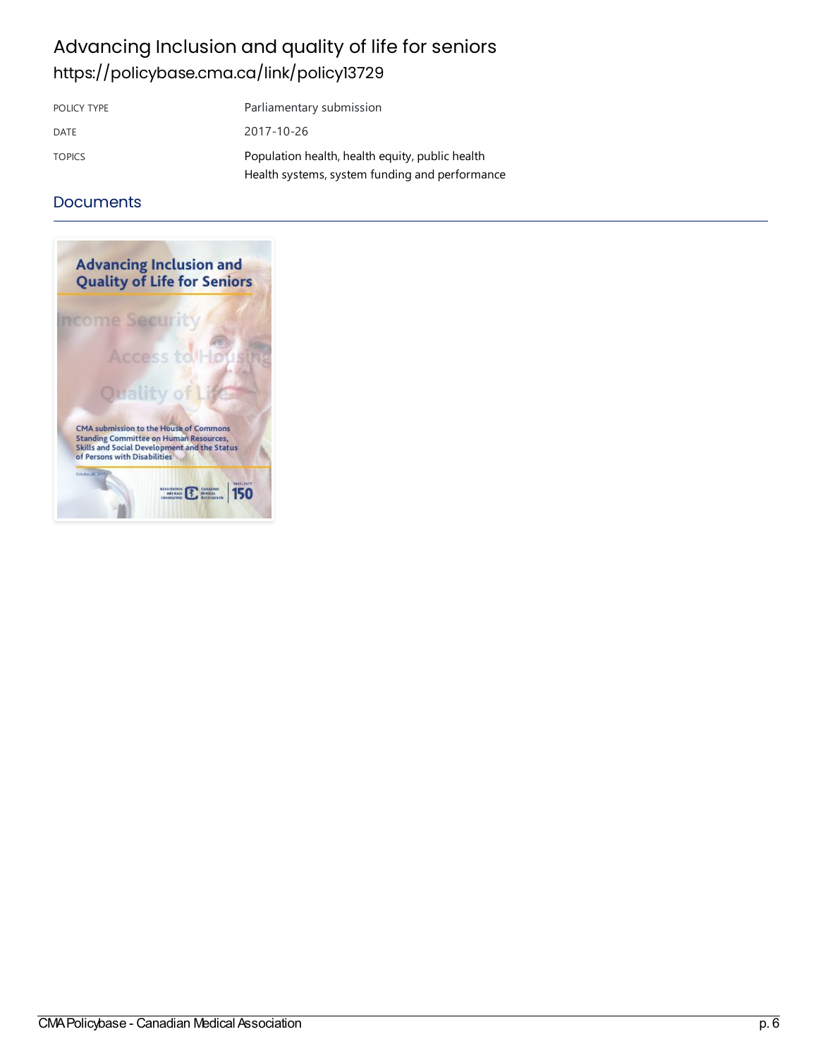# Advancing Inclusion and quality of life for seniors

https://policybase.cma.ca/link/policy13729

| POLICY TYPE | Parliamentary submission |
| --- | --- |
| DATE | 2017-10-26 |
| TOPICS | Population health, health equity, public health<br>Health systems, system funding and performance |

## Documents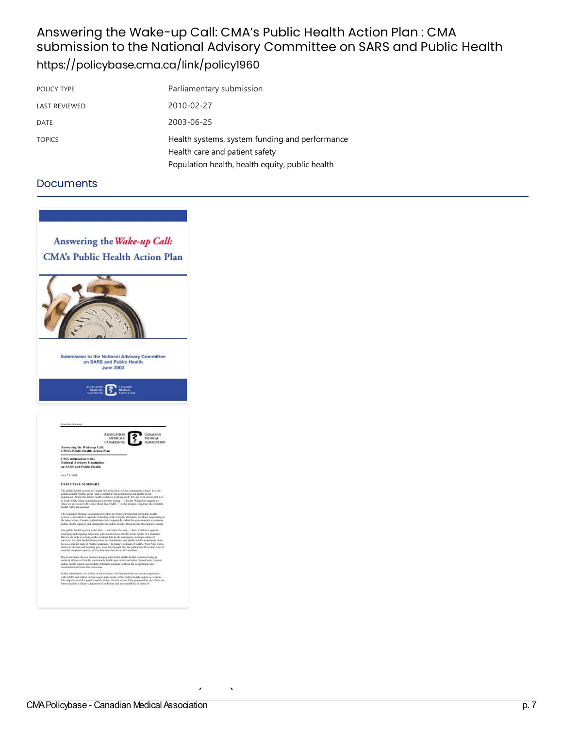# Answering the Wake-up Call: CMA's Public Health Action Plan : CMA submission to the National Advisory Committee on SARS and Public Health

https://policybase.cma.ca/link/policy1960

| | |
|---|---|
| POLICY TYPE | Parliamentary submission |
| LAST REVIEWED | 2010-02-27 |
| DATE | 2003-06-25 |
| TOPICS | Health systems, system funding and performance<br>Health care and patient safety<br>Population health, health equity, public health |

## Documents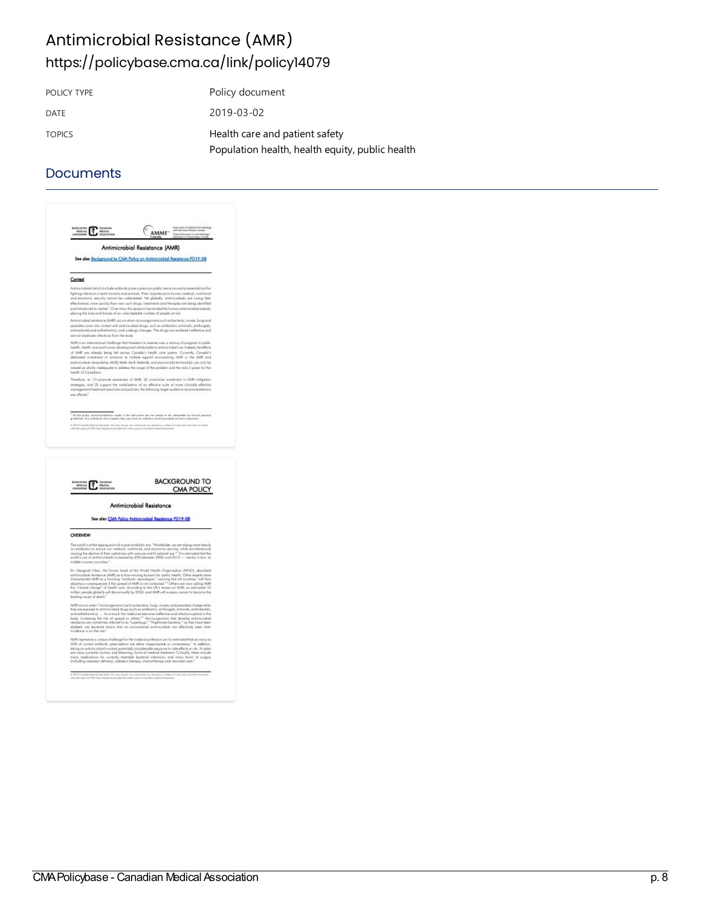# Antimicrobial Resistance (AMR)

## https://policybase.cma.ca/link/policy14079

| | |
|---|---|
| POLICY TYPE | Policy document |
| DATE | 2019-03-02 |
| TOPICS | Health care and patient safety<br>Population health, health equity, public health |

## Documents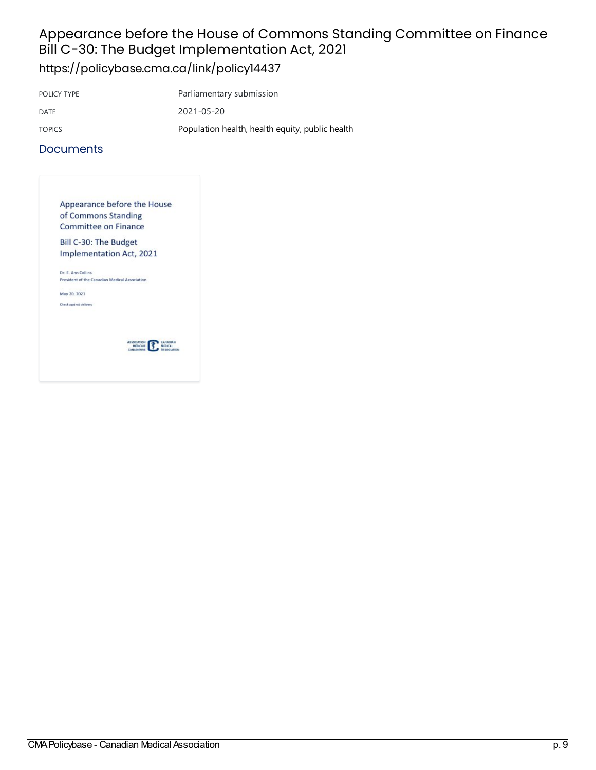# Appearance before the House of Commons Standing Committee on Finance Bill C-30: The Budget Implementation Act, 2021

https://policybase.cma.ca/link/policy14437

| | |
|---|---|
| POLICY TYPE | Parliamentary submission |
| DATE | 2021-05-20 |
| TOPICS | Population health, health equity, public health |

## Documents

Appearance before the House of Commons Standing Committee on Finance

Bill C-30: The Budget Implementation Act, 2021

Dr. E. Ann Collins
President of the Canadian Medical Association

May 20, 2021

Check against delivery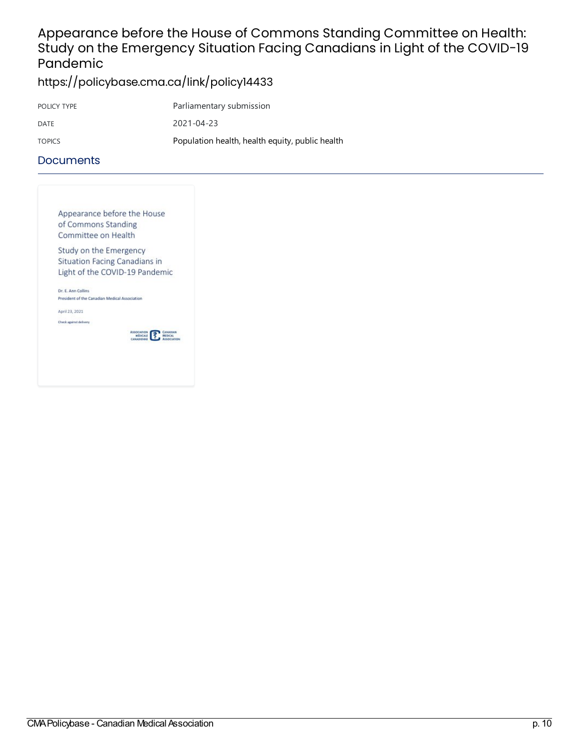# Appearance before the House of Commons Standing Committee on Health: Study on the Emergency Situation Facing Canadians in Light of the COVID-19 Pandemic

https://policybase.cma.ca/link/policy14433

| POLICY TYPE | Parliamentary submission |
| --- | --- |
| DATE | 2021-04-23 |
| TOPICS | Population health, health equity, public health |

## Documents

Appearance before the House of Commons Standing Committee on Health

Study on the Emergency Situation Facing Canadians in Light of the COVID-19 Pandemic

Dr. E. Ann Collins

President of the Canadian Medical Association

April 23, 2021

Check against delivery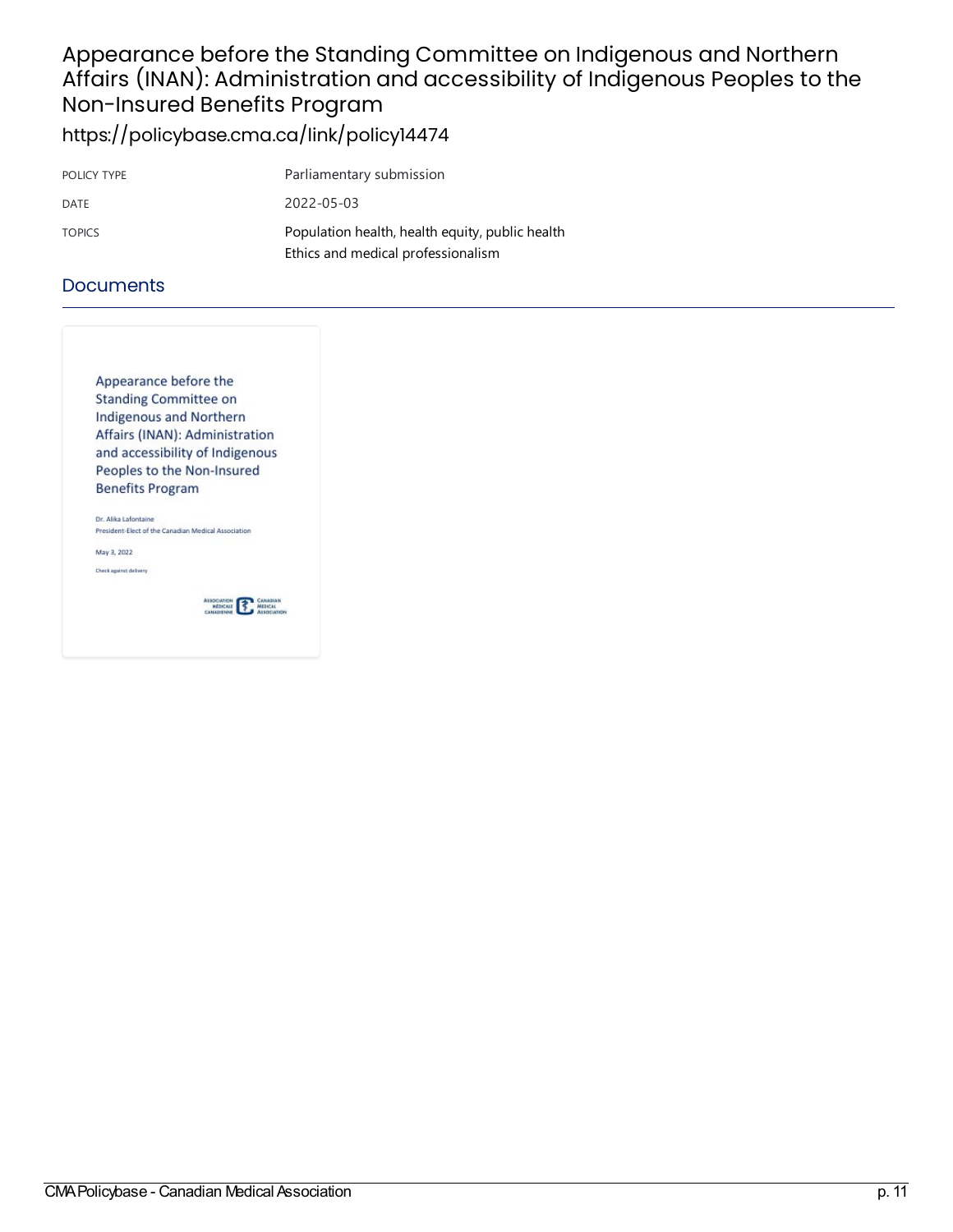# Appearance before the Standing Committee on Indigenous and Northern Affairs (INAN): Administration and accessibility of Indigenous Peoples to the Non-Insured Benefits Program

https://policybase.cma.ca/link/policy14474

| | |
|---|---|
| POLICY TYPE | Parliamentary submission |
| DATE | 2022-05-03 |
| TOPICS | Population health, health equity, public health<br>Ethics and medical professionalism |

## Documents

Appearance before the Standing Committee on Indigenous and Northern Affairs (INAN): Administration and accessibility of Indigenous Peoples to the Non-Insured Benefits Program

Dr. Alika Lafontaine
President-Elect of the Canadian Medical Association

May 3, 2022

Check against delivery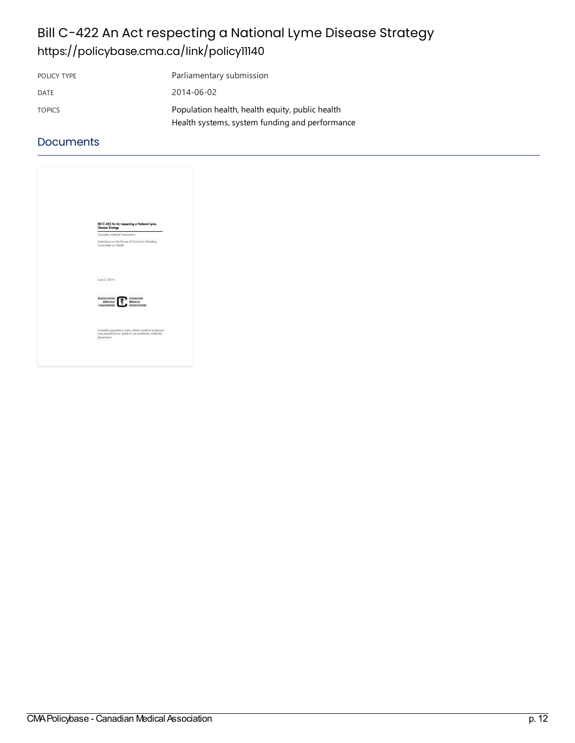# Bill C-422 An Act respecting a National Lyme Disease Strategy

https://policybase.cma.ca/link/policy11140

| POLICY TYPE | Parliamentary submission |
| --- | --- |
| DATE | 2014-06-02 |
| TOPICS | Population health, health equity, public health<br>Health systems, system funding and performance |

## Documents

Bill C-422 An Act respecting a National Lyme Disease Strategy

Canadian Medical Association

Submission to the House of Commons Standing Committee on Health

June 2, 2014

ASSOCIATION MÉDICALE CANADIENNE CANADIAN MEDICAL ASSOCIATION

A healthy population and a vibrant medical profession
Une population en santé et une profession médicale dynamique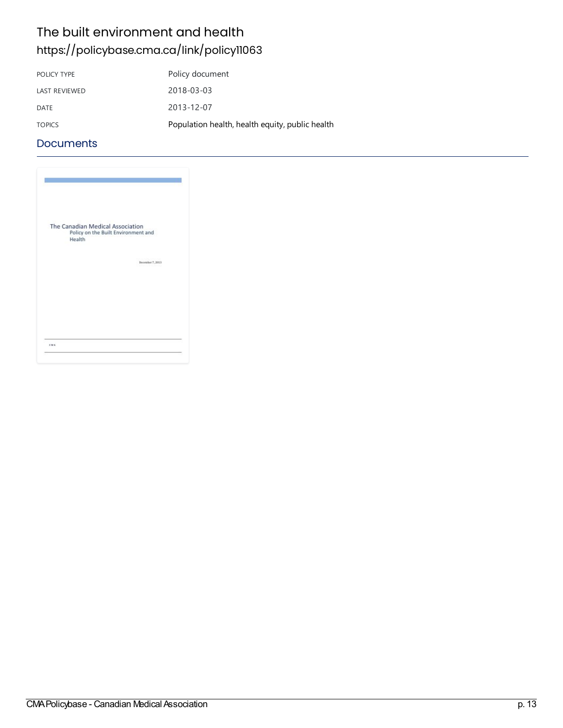# The built environment and health

https://policybase.cma.ca/link/policy11063

| | |
|---|---|
| POLICY TYPE | Policy document |
| LAST REVIEWED | 2018-03-03 |
| DATE | 2013-12-07 |
| TOPICS | Population health, health equity, public health |

## Documents

The Canadian Medical Association Policy on the Built Environment and Health

December 7, 2013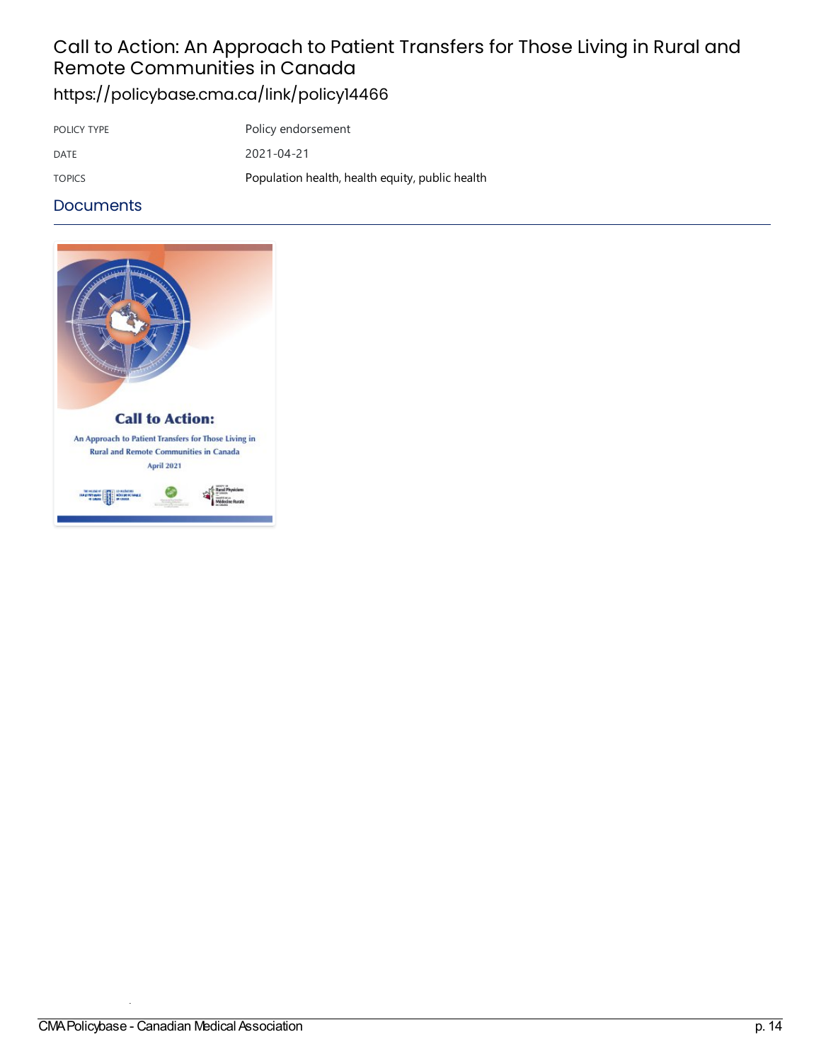# Call to Action: An Approach to Patient Transfers for Those Living in Rural and Remote Communities in Canada

https://policybase.cma.ca/link/policy14466

| POLICY TYPE | Policy endorsement |
| --- | --- |
| DATE | 2021-04-21 |
| TOPICS | Population health, health equity, public health |

## Documents

**Call to Action:**

An Approach to Patient Transfers for Those Living in Rural and Remote Communities in Canada

April 2021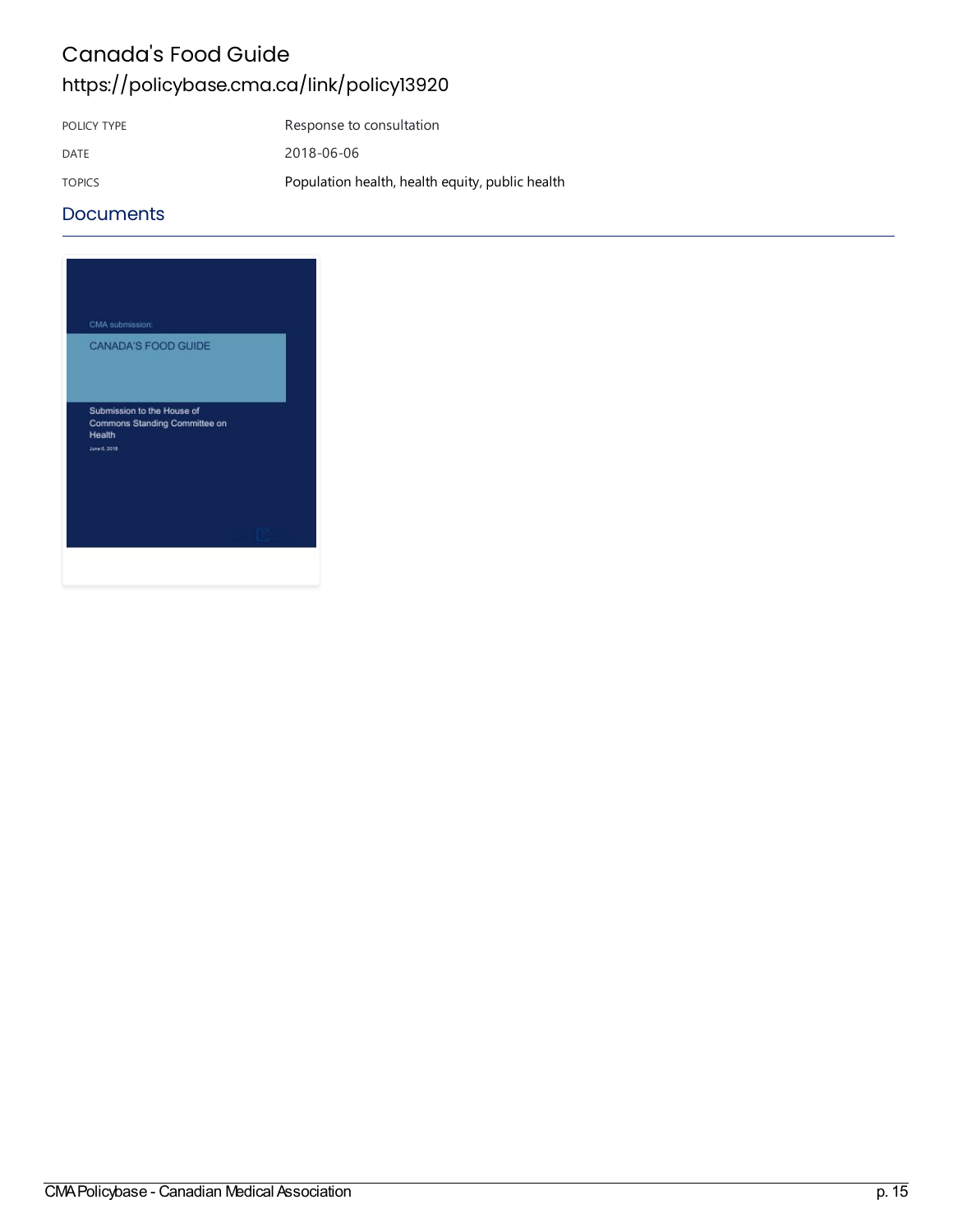# Canada's Food Guide

https://policybase.cma.ca/link/policy13920

| POLICY TYPE | Response to consultation |
| --- | --- |
| DATE | 2018-06-06 |
| TOPICS | Population health, health equity, public health |

## Documents

CMA submission:

CANADA'S FOOD GUIDE

Submission to the House of Commons Standing Committee on Health

June 6, 2018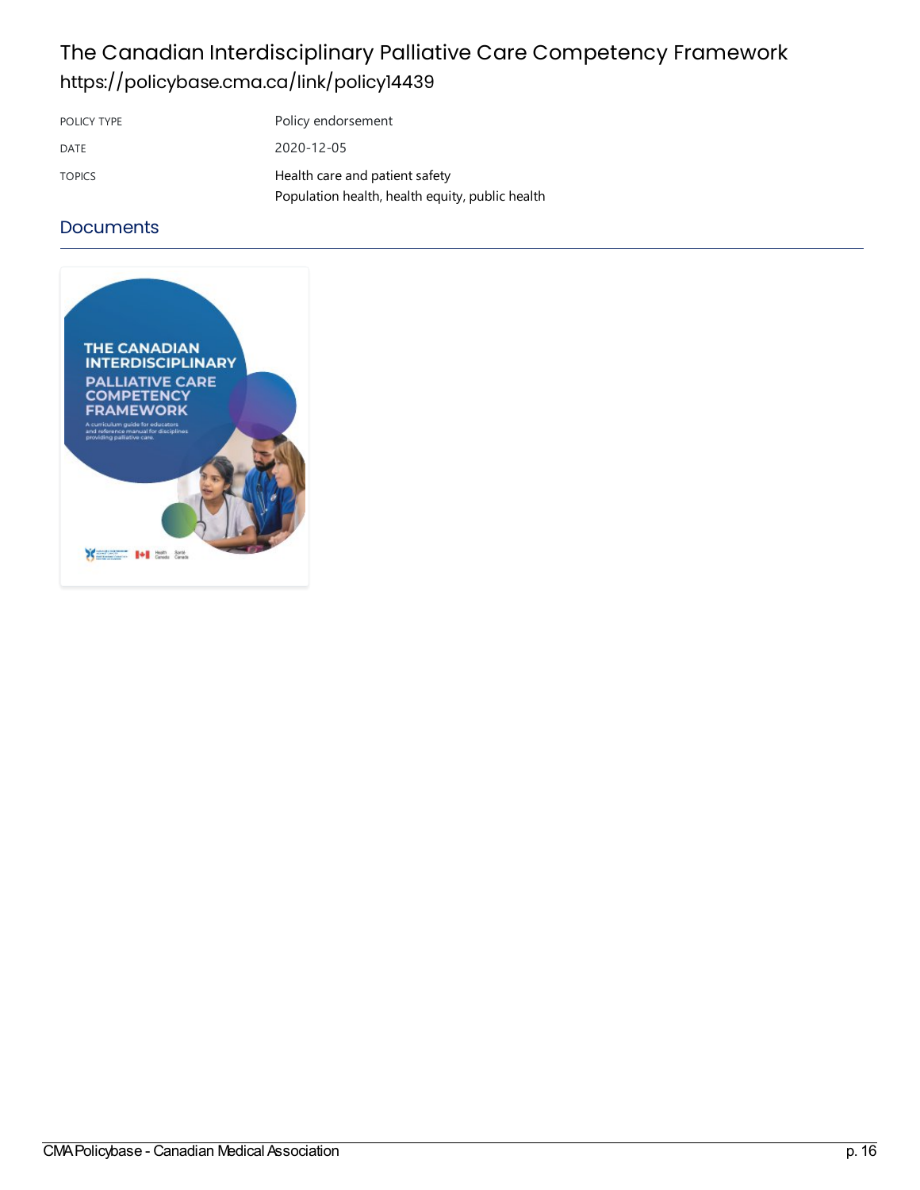# The Canadian Interdisciplinary Palliative Care Competency Framework

https://policybase.cma.ca/link/policy14439

| | |
|---|---|
| POLICY TYPE | Policy endorsement |
| DATE | 2020-12-05 |
| TOPICS | Health care and patient safety<br>Population health, health equity, public health |

## Documents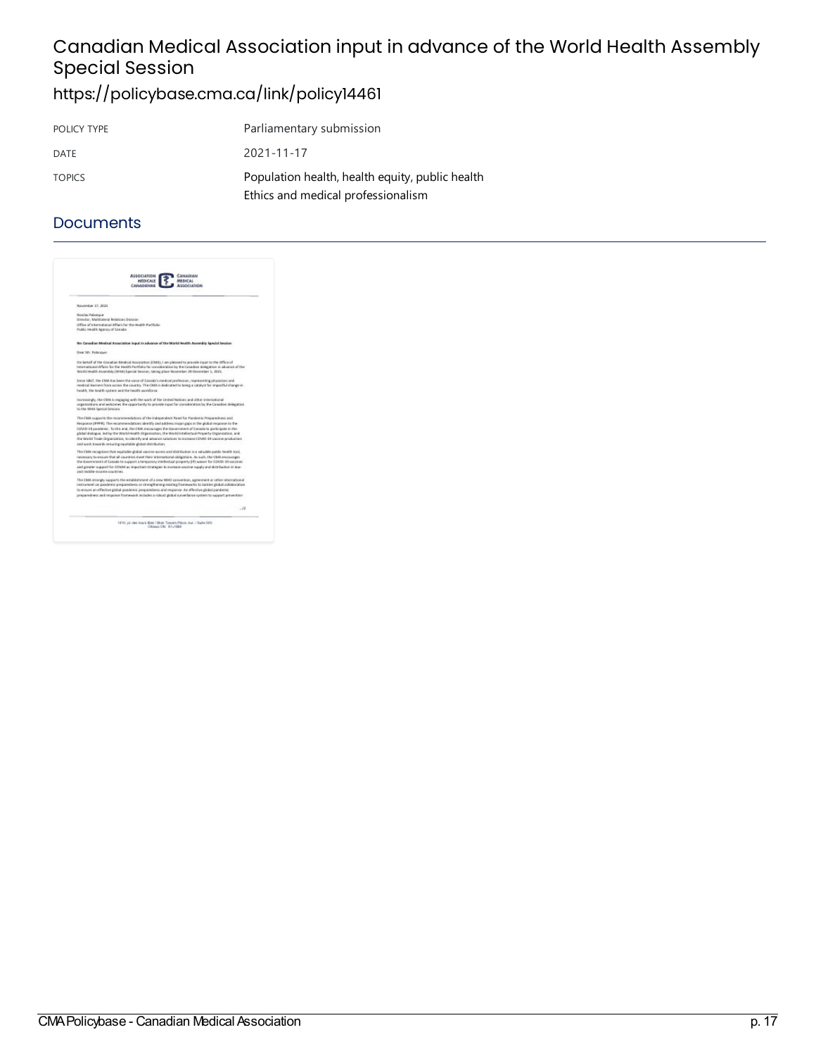# Canadian Medical Association input in advance of the World Health Assembly Special Session

https://policybase.cma.ca/link/policy14461

| | |
|---|---|
| POLICY TYPE | Parliamentary submission |
| DATE | 2021-11-17 |
| TOPICS | Population health, health equity, public health<br>Ethics and medical professionalism |

## Documents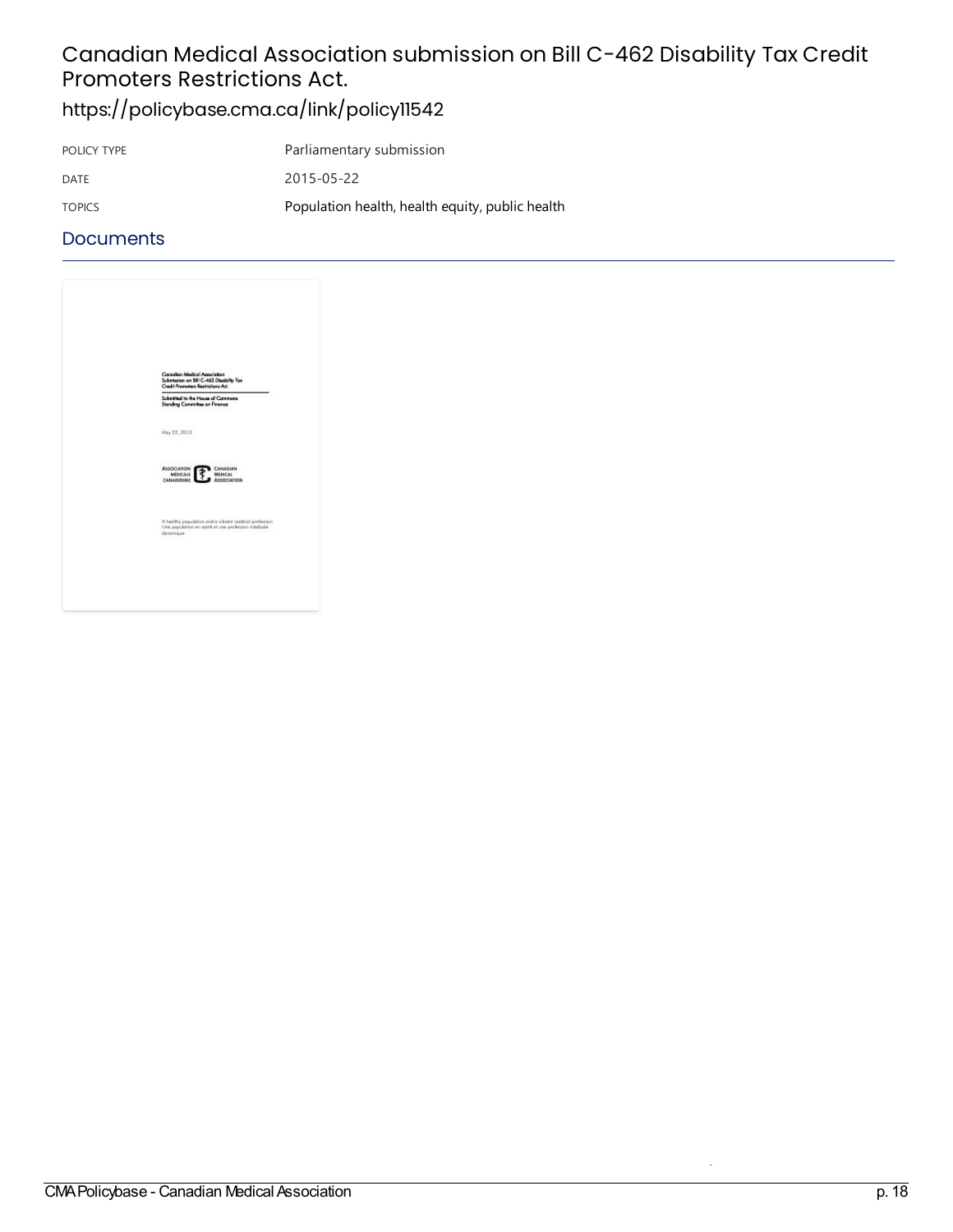# Canadian Medical Association submission on Bill C-462 Disability Tax Credit Promoters Restrictions Act.

https://policybase.cma.ca/link/policy11542

| POLICY TYPE | Parliamentary submission |
| --- | --- |
| DATE | 2015-05-22 |
| TOPICS | Population health, health equity, public health |

## Documents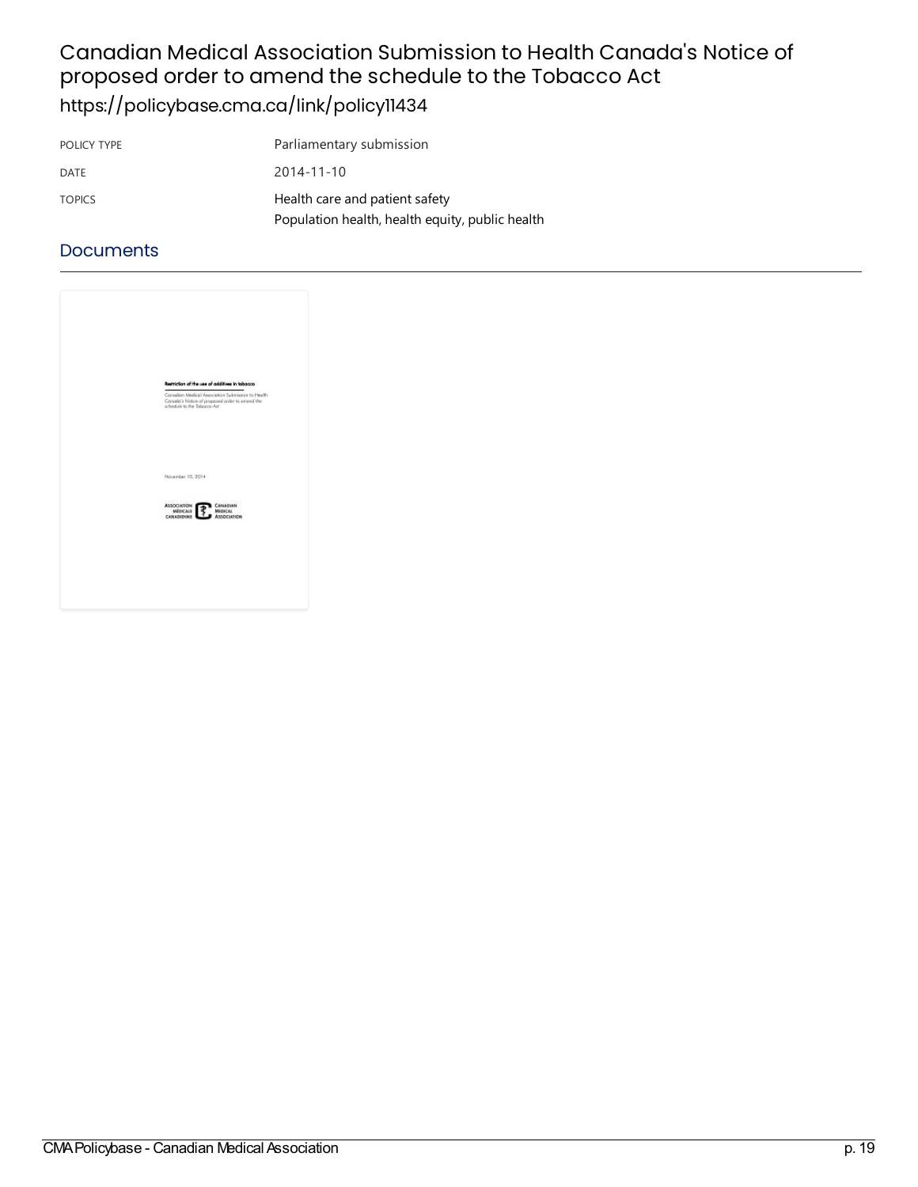# Canadian Medical Association Submission to Health Canada's Notice of proposed order to amend the schedule to the Tobacco Act

https://policybase.cma.ca/link/policy11434

| | |
|---|---|
| POLICY TYPE | Parliamentary submission |
| DATE | 2014-11-10 |
| TOPICS | Health care and patient safety<br>Population health, health equity, public health |

## Documents

**Restriction of the use of additives in tobacco**

*Canadian Medical Association Submission to Health Canada's Notice of proposed order to amend the schedule to the Tobacco Act*

November 10, 2014

ASSOCIATION MÉDICALE CANADIENNE | CANADIAN MEDICAL ASSOCIATION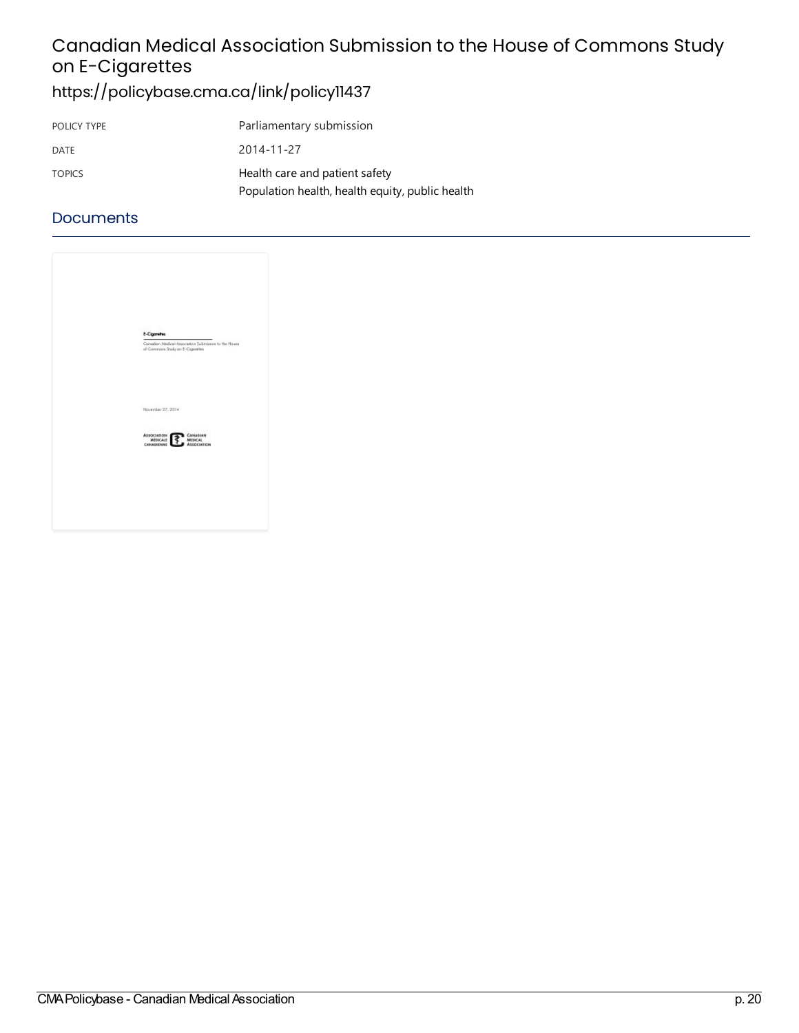# Canadian Medical Association Submission to the House of Commons Study on E-Cigarettes

https://policybase.cma.ca/link/policy11437

| | |
|---|---|
| POLICY TYPE | Parliamentary submission |
| DATE | 2014-11-27 |
| TOPICS | Health care and patient safety<br>Population health, health equity, public health |

## Documents

E-Cigarettes

Canadian Medical Association Submission to the House of Commons Study on E-Cigarettes

November 27, 2014

ASSOCIATION MÉDICALE CANADIENNE CANADIAN MEDICAL ASSOCIATION